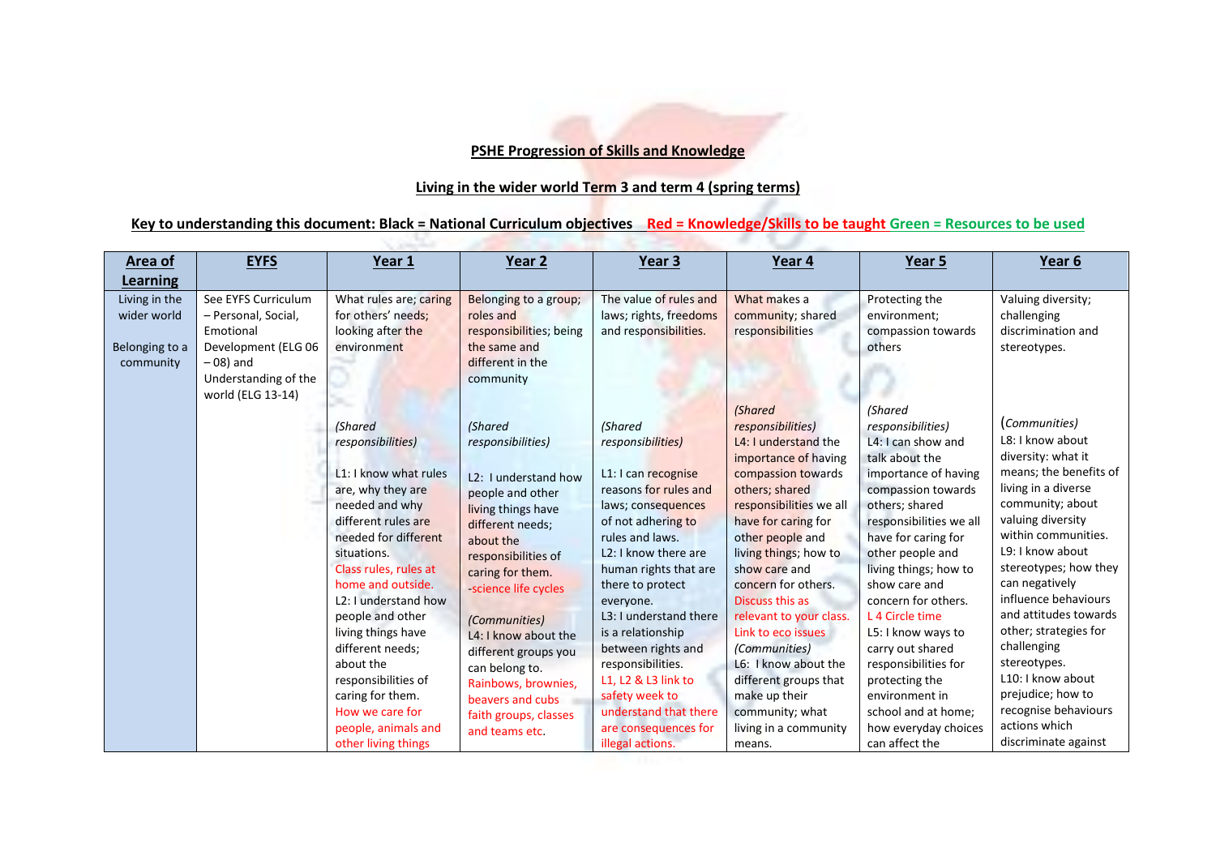**PSHE Progression of Skills and Knowledge**

**Living in the wider world Term 3 and term 4 (spring terms)**

**Key to understanding this document: Black = National Curriculum objectives Red = Knowledge/Skills to be taught Green = Resources to be used**

| Area of Learning | EYFS | Year 1 | Year 2 | Year 3 | Year 4 | Year 5 | Year 6 |
|---|---|---|---|---|---|---|---|
| Living in the wider world<br><br>Belonging to a community | See EYFS Curriculum – Personal, Social, Emotional Development (ELG 06 – 08) and Understanding of the world (ELG 13-14) | What rules are; caring for others' needs; looking after the environment<br><br>*(Shared responsibilities)*<br><br>L1: I know what rules are, why they are needed and why different rules are needed for different situations.<br>Class rules, rules at home and outside.<br>L2: I understand how people and other living things have different needs; about the responsibilities of caring for them.<br>How we care for people, animals and other living things | Belonging to a group; roles and responsibilities; being the same and different in the community<br><br>*(Shared responsibilities)*<br><br>L2: I understand how people and other living things have different needs; about the responsibilities of caring for them.<br>-science life cycles<br><br>*(Communities)*<br>L4: I know about the different groups you can belong to.<br>Rainbows, brownies, beavers and cubs faith groups, classes and teams etc. | The value of rules and laws; rights, freedoms and responsibilities.<br><br>*(Shared responsibilities)*<br><br>L1: I can recognise reasons for rules and laws; consequences of not adhering to rules and laws.<br>L2: I know there are human rights that are there to protect everyone.<br>L3: I understand there is a relationship between rights and responsibilities.<br>L1, L2 & L3 link to safety week to understand that there are consequences for illegal actions. | What makes a community; shared responsibilities<br><br>*(Shared responsibilities)*<br>L4: I understand the importance of having compassion towards others; shared responsibilities we all have for caring for other people and living things; how to show care and concern for others.<br>Discuss this as relevant to your class. Link to eco issues<br>*(Communities)*<br>L6: I know about the different groups that make up their community; what living in a community means. | Protecting the environment; compassion towards others<br><br>*(Shared responsibilities)*<br>L4: I can show and talk about the importance of having compassion towards others; shared responsibilities we all have for caring for other people and living things; how to show care and concern for others.<br>L 4 Circle time<br>L5: I know ways to carry out shared responsibilities for protecting the environment in school and at home; how everyday choices can affect the | Valuing diversity; challenging discrimination and stereotypes.<br><br>*(Communities)*<br>L8: I know about diversity: what it means; the benefits of living in a diverse community; about valuing diversity within communities.<br>L9: I know about stereotypes; how they can negatively influence behaviours and attitudes towards other; strategies for challenging stereotypes.<br>L10: I know about prejudice; how to recognise behaviours actions which discriminate against |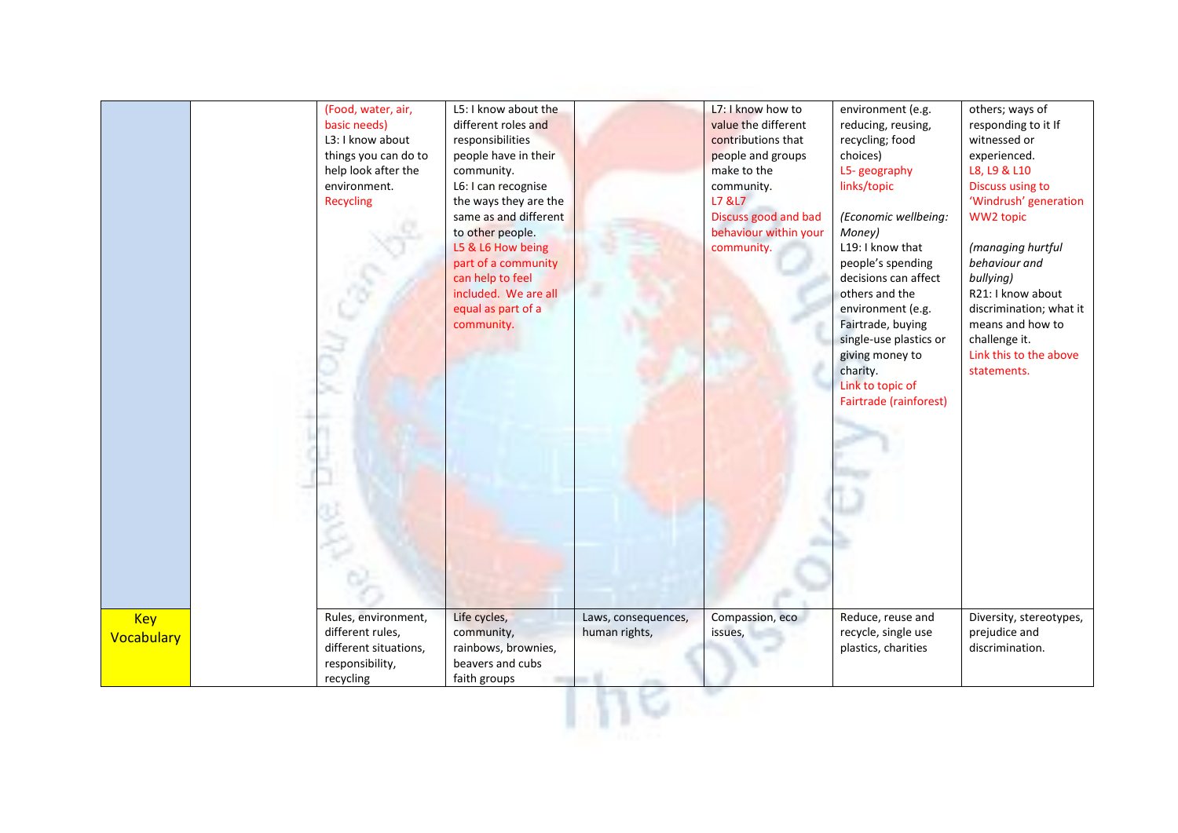| | | | | | | | |
|---|---|---|---|---|---|---|---|
| | | (Food, water, air, basic needs)<br>L3: I know about things you can do to help look after the environment.<br>Recycling | L5: I know about the different roles and responsibilities people have in their community.<br>L6: I can recognise the ways they are the same as and different to other people.<br>L5 & L6 How being part of a community can help to feel included. We are all equal as part of a community. | | L7: I know how to value the different contributions that people and groups make to the community.<br>L7 &L7<br>Discuss good and bad behaviour within your community. | environment (e.g. reducing, reusing, recycling; food choices)<br>L5- geography links/topic<br><br>*(Economic wellbeing: Money)*<br>L19: I know that people's spending decisions can affect others and the environment (e.g. Fairtrade, buying single-use plastics or giving money to charity.<br>Link to topic of Fairtrade (rainforest) | others; ways of responding to it If witnessed or experienced.<br>L8, L9 & L10<br>Discuss using to 'Windrush' generation WW2 topic<br><br>*(managing hurtful behaviour and bullying)*<br>R21: I know about discrimination; what it means and how to challenge it.<br>Link this to the above statements. |
| **Key Vocabulary** | | Rules, environment, different rules, different situations, responsibility, recycling | Life cycles, community, rainbows, brownies, beavers and cubs faith groups | Laws, consequences, human rights, | Compassion, eco issues, | Reduce, reuse and recycle, single use plastics, charities | Diversity, stereotypes, prejudice and discrimination. |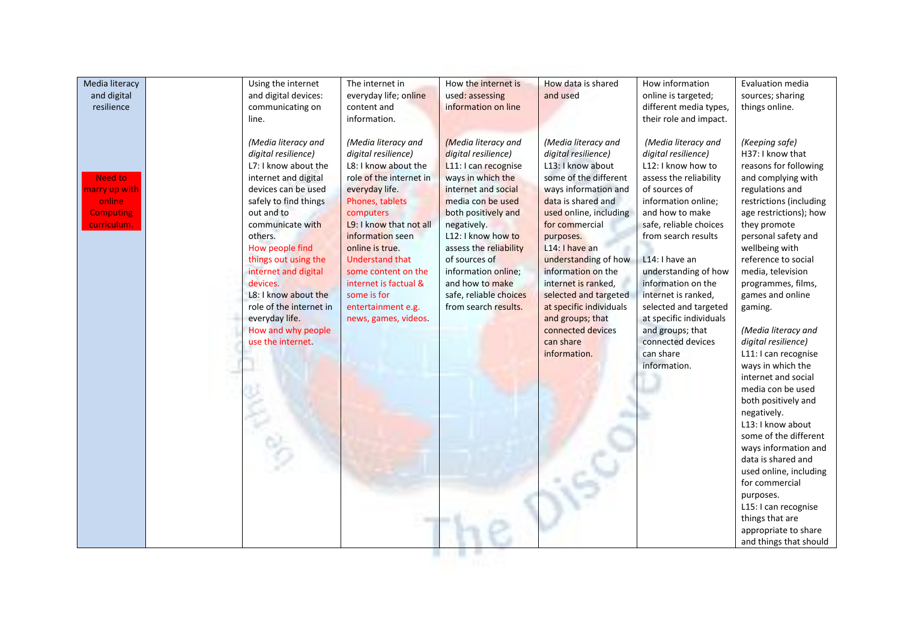| Media literacy and digital resilience<br><br>Need to marry up with online Computing curriculum. | | Using the internet and digital devices: communicating on line.<br><br>*(Media literacy and digital resilience)*<br>L7: I know about the internet and digital devices can be used safely to find things out and to communicate with others.<br>How people find things out using the internet and digital devices.<br>L8: I know about the role of the internet in everyday life.<br>How and why people use the internet. | The internet in everyday life; online content and information.<br><br>*(Media literacy and digital resilience)*<br>L8: I know about the role of the internet in everyday life.<br>Phones, tablets computers<br>L9: I know that not all information seen online is true.<br>Understand that some content on the internet is factual & some is for entertainment e.g. news, games, videos. | How the internet is used: assessing information on line<br><br>*(Media literacy and digital resilience)*<br>L11: I can recognise ways in which the internet and social media con be used both positively and negatively.<br>L12: I know how to assess the reliability of sources of information online; and how to make safe, reliable choices from search results. | How data is shared and used<br><br>*(Media literacy and digital resilience)*<br>L13: I know about some of the different ways information and data is shared and used online, including for commercial purposes.<br>L14: I have an understanding of how information on the internet is ranked, selected and targeted at specific individuals and groups; that connected devices can share information. | How information online is targeted; different media types, their role and impact.<br><br>*(Media literacy and digital resilience)*<br>L12: I know how to assess the reliability of sources of information online; and how to make safe, reliable choices from search results<br><br>L14: I have an understanding of how information on the internet is ranked, selected and targeted at specific individuals and groups; that connected devices can share information. | Evaluation media sources; sharing things online.<br><br>*(Keeping safe)*<br>H37: I know that reasons for following and complying with regulations and restrictions (including age restrictions); how they promote personal safety and wellbeing with reference to social media, television programmes, films, games and online gaming.<br><br>*(Media literacy and digital resilience)*<br>L11: I can recognise ways in which the internet and social media con be used both positively and negatively.<br>L13: I know about some of the different ways information and data is shared and used online, including for commercial purposes.<br>L15: I can recognise things that are appropriate to share and things that should |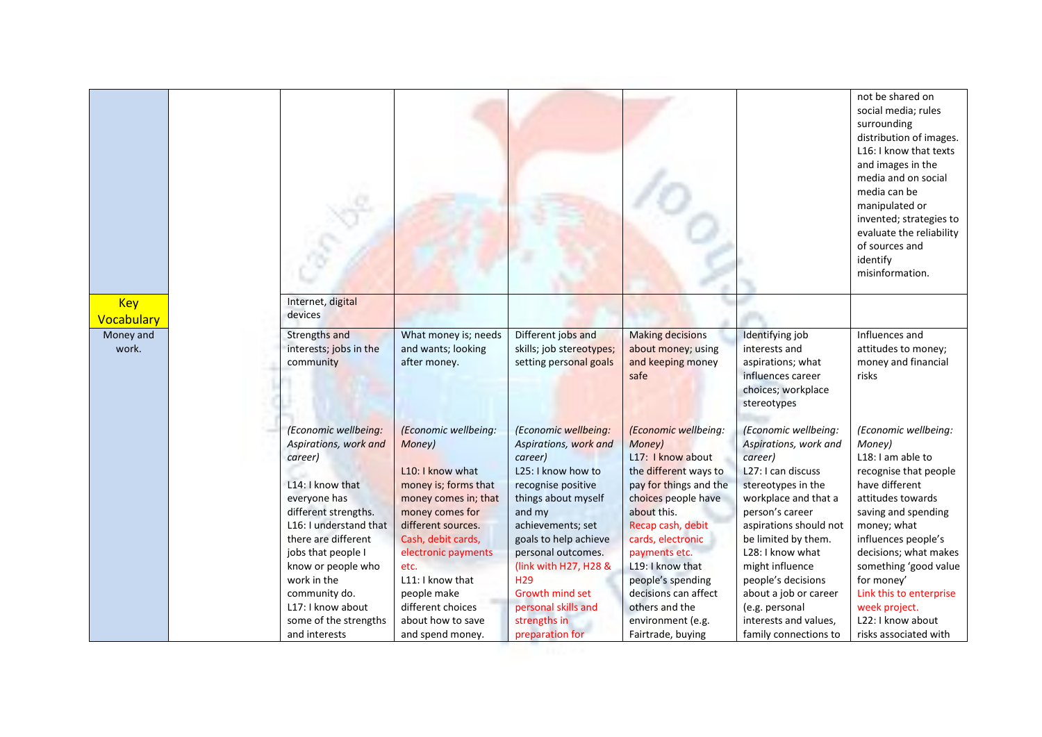| | | | | | | | |
|---|---|---|---|---|---|---|---|
| | | | | | | | not be shared on social media; rules surrounding distribution of images.<br>L16: I know that texts and images in the media and on social media can be manipulated or invented; strategies to evaluate the reliability of sources and identify misinformation. |
| Key Vocabulary | | Internet, digital devices | | | | | |
| Money and work. | | Strengths and interests; jobs in the community<br><br>*(Economic wellbeing: Aspirations, work and career)*<br><br>L14: I know that everyone has different strengths.<br>L16: I understand that there are different jobs that people I know or people who work in the community do.<br>L17: I know about some of the strengths and interests | What money is; needs and wants; looking after money.<br><br>*(Economic wellbeing: Money)*<br><br>L10: I know what money is; forms that money comes in; that money comes for different sources.<br>Cash, debit cards, electronic payments etc.<br>L11: I know that people make different choices about how to save and spend money. | Different jobs and skills; job stereotypes; setting personal goals<br><br>*(Economic wellbeing: Aspirations, work and career)*<br>L25: I know how to recognise positive things about myself and my achievements; set goals to help achieve personal outcomes.<br>(link with H27, H28 & H29<br>Growth mind set personal skills and strengths in preparation for | Making decisions about money; using and keeping money safe<br><br>*(Economic wellbeing: Money)*<br>L17: I know about the different ways to pay for things and the choices people have about this.<br>Recap cash, debit cards, electronic payments etc.<br>L19: I know that people's spending decisions can affect others and the environment (e.g. Fairtrade, buying | Identifying job interests and aspirations; what influences career choices; workplace stereotypes<br><br>*(Economic wellbeing: Aspirations, work and career)*<br>L27: I can discuss stereotypes in the workplace and that a person's career aspirations should not be limited by them.<br>L28: I know what might influence people's decisions about a job or career (e.g. personal interests and values, family connections to | Influences and attitudes to money; money and financial risks<br><br>*(Economic wellbeing: Money)*<br>L18: I am able to recognise that people have different attitudes towards saving and spending money; what influences people's decisions; what makes something 'good value for money'<br>Link this to enterprise week project.<br>L22: I know about risks associated with |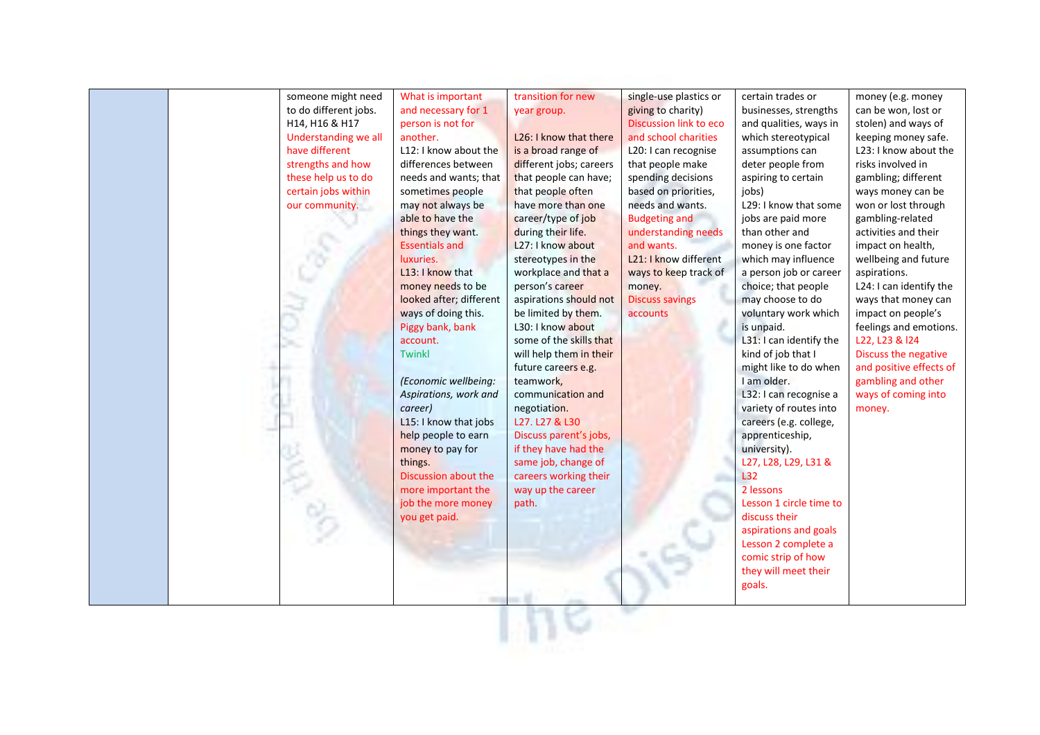| | | | | | | | |
|---|---|---|---|---|---|---|---|
| | | someone might need to do different jobs.<br>H14, H16 & H17<br>Understanding we all have different strengths and how these help us to do certain jobs within our community. | What is important and necessary for 1 person is not for another.<br>L12: I know about the differences between needs and wants; that sometimes people may not always be able to have the things they want.<br>Essentials and luxuries.<br>L13: I know that money needs to be looked after; different ways of doing this.<br>Piggy bank, bank account.<br>Twinkl<br><br>*(Economic wellbeing: Aspirations, work and career)*<br>L15: I know that jobs help people to earn money to pay for things.<br>Discussion about the more important the job the more money you get paid. | transition for new year group.<br><br>L26: I know that there is a broad range of different jobs; careers that people can have; that people often have more than one career/type of job during their life.<br>L27: I know about stereotypes in the workplace and that a person's career aspirations should not be limited by them.<br>L30: I know about some of the skills that will help them in their future careers e.g. teamwork, communication and negotiation.<br>L27. L27 & L30<br>Discuss parent's jobs, if they have had the same job, change of careers working their way up the career path. | single-use plastics or giving to charity)<br>Discussion link to eco and school charities<br>L20: I can recognise that people make spending decisions based on priorities, needs and wants.<br>Budgeting and understanding needs and wants.<br>L21: I know different ways to keep track of money.<br>Discuss savings accounts | certain trades or businesses, strengths and qualities, ways in which stereotypical assumptions can deter people from aspiring to certain jobs)<br>L29: I know that some jobs are paid more than other and money is one factor which may influence a person job or career choice; that people may choose to do voluntary work which is unpaid.<br>L31: I can identify the kind of job that I might like to do when I am older.<br>L32: I can recognise a variety of routes into careers (e.g. college, apprenticeship, university).<br>L27, L28, L29, L31 & L32<br>2 lessons<br>Lesson 1 circle time to discuss their aspirations and goals<br>Lesson 2 complete a comic strip of how they will meet their goals. | money (e.g. money can be won, lost or stolen) and ways of keeping money safe.<br>L23: I know about the risks involved in gambling; different ways money can be won or lost through gambling-related activities and their impact on health, wellbeing and future aspirations.<br>L24: I can identify the ways that money can impact on people's feelings and emotions.<br>L22, L23 & l24<br>Discuss the negative and positive effects of gambling and other ways of coming into money. |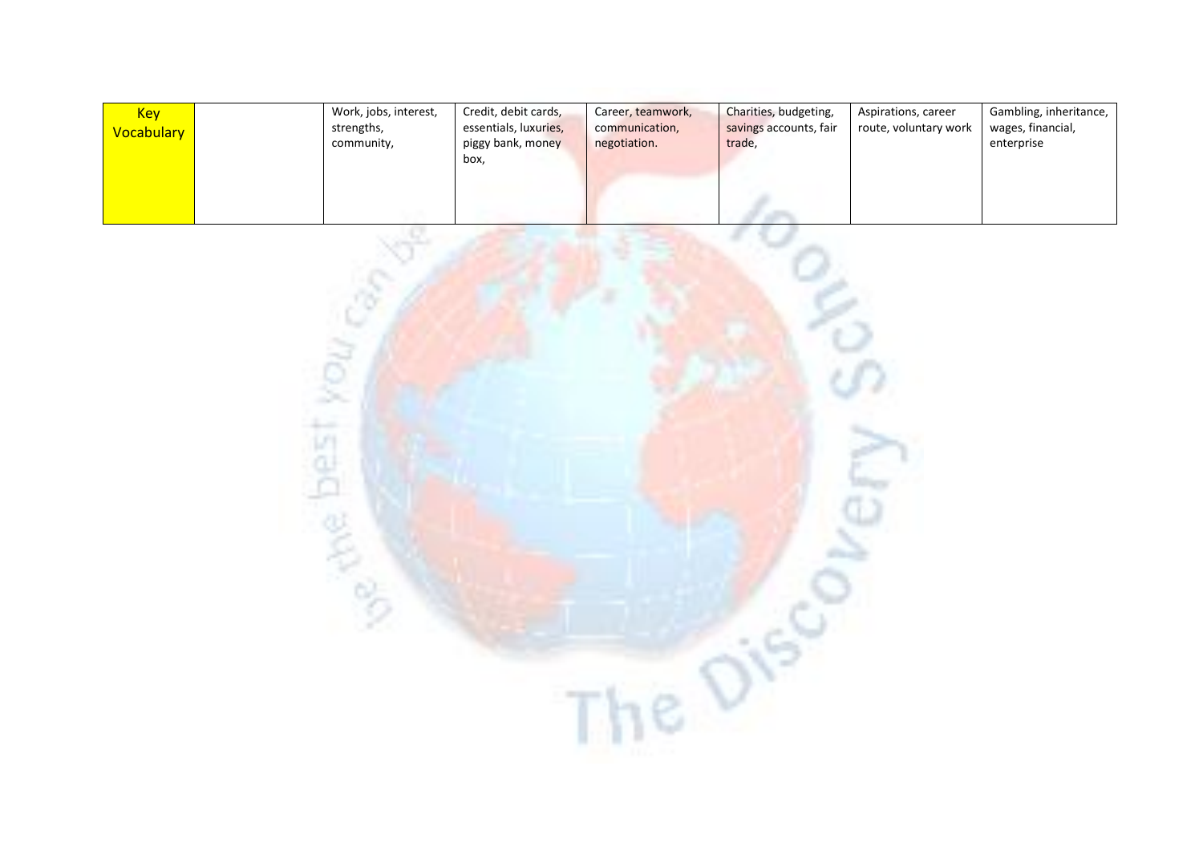| | | | | | | | |
|---|---|---|---|---|---|---|---|
| Key Vocabulary | | Work, jobs, interest, strengths, community, | Credit, debit cards, essentials, luxuries, piggy bank, money box, | Career, teamwork, communication, negotiation. | Charities, budgeting, savings accounts, fair trade, | Aspirations, career route, voluntary work | Gambling, inheritance, wages, financial, enterprise |